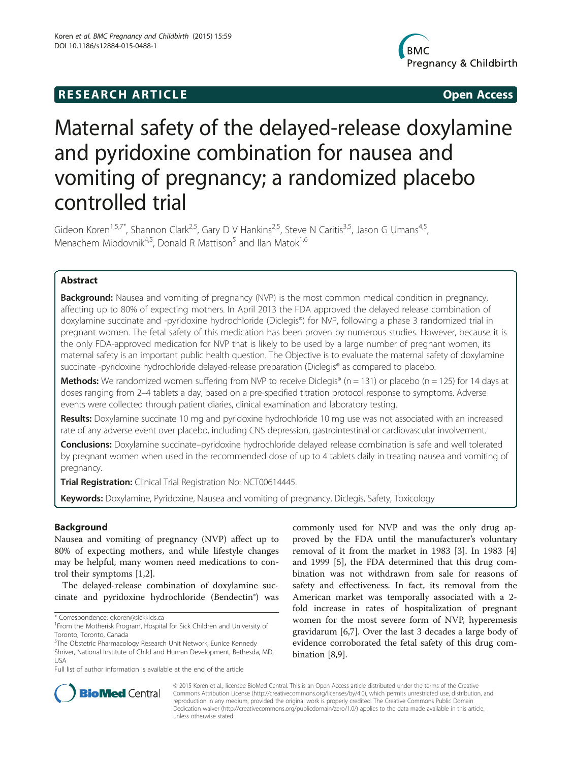RESEARCH ARTICLE Open Access

# Maternal safety of the delayed-release doxylamine and pyridoxine combination for nausea and vomiting of pregnancy; a randomized placebo controlled trial

Gideon Koren[1,5,7*], Shannon Clark[2,5], Gary D V Hankins[2,5], Steve N Caritis[3,5], Jason G Umans[4,5], Menachem Miodovnik[4,5], Donald R Mattison[5] and Ilan Matok[1,6]

## Abstract

**Background:** Nausea and vomiting of pregnancy (NVP) is the most common medical condition in pregnancy, affecting up to 80% of expecting mothers. In April 2013 the FDA approved the delayed release combination of doxylamine succinate and -pyridoxine hydrochloride (Diclegis®) for NVP, following a phase 3 randomized trial in pregnant women. The fetal safety of this medication has been proven by numerous studies. However, because it is the only FDA-approved medication for NVP that is likely to be used by a large number of pregnant women, its maternal safety is an important public health question. The Objective is to evaluate the maternal safety of doxylamine succinate -pyridoxine hydrochloride delayed-release preparation (Diclegis® as compared to placebo.

**Methods:** We randomized women suffering from NVP to receive Diclegis® (n = 131) or placebo (n = 125) for 14 days at doses ranging from 2–4 tablets a day, based on a pre-specified titration protocol response to symptoms. Adverse events were collected through patient diaries, clinical examination and laboratory testing.

**Results:** Doxylamine succinate 10 mg and pyridoxine hydrochloride 10 mg use was not associated with an increased rate of any adverse event over placebo, including CNS depression, gastrointestinal or cardiovascular involvement.

**Conclusions:** Doxylamine succinate–pyridoxine hydrochloride delayed release combination is safe and well tolerated by pregnant women when used in the recommended dose of up to 4 tablets daily in treating nausea and vomiting of pregnancy.

**Trial Registration:** Clinical Trial Registration No: NCT00614445.

**Keywords:** Doxylamine, Pyridoxine, Nausea and vomiting of pregnancy, Diclegis, Safety, Toxicology

## Background

Nausea and vomiting of pregnancy (NVP) affect up to 80% of expecting mothers, and while lifestyle changes may be helpful, many women need medications to control their symptoms [1,2].

The delayed-release combination of doxylamine succinate and pyridoxine hydrochloride (Bendectin®) was commonly used for NVP and was the only drug approved by the FDA until the manufacturer's voluntary removal of it from the market in 1983 [3]. In 1983 [4] and 1999 [5], the FDA determined that this drug combination was not withdrawn from sale for reasons of safety and effectiveness. In fact, its removal from the American market was temporally associated with a 2-fold increase in rates of hospitalization of pregnant women for the most severe form of NVP, hyperemesis gravidarum [6,7]. Over the last 3 decades a large body of evidence corroborated the fetal safety of this drug combination [8,9].

\* Correspondence: gkoren@sickkids.ca
[1]From the Motherisk Program, Hospital for Sick Children and University of Toronto, Toronto, Canada
[5]The Obstetric Pharmacology Research Unit Network, Eunice Kennedy Shriver, National Institute of Child and Human Development, Bethesda, MD, USA
Full list of author information is available at the end of the article

© 2015 Koren et al.; licensee BioMed Central. This is an Open Access article distributed under the terms of the Creative Commons Attribution License (http://creativecommons.org/licenses/by/4.0), which permits unrestricted use, distribution, and reproduction in any medium, provided the original work is properly credited. The Creative Commons Public Domain Dedication waiver (http://creativecommons.org/publicdomain/zero/1.0/) applies to the data made available in this article, unless otherwise stated.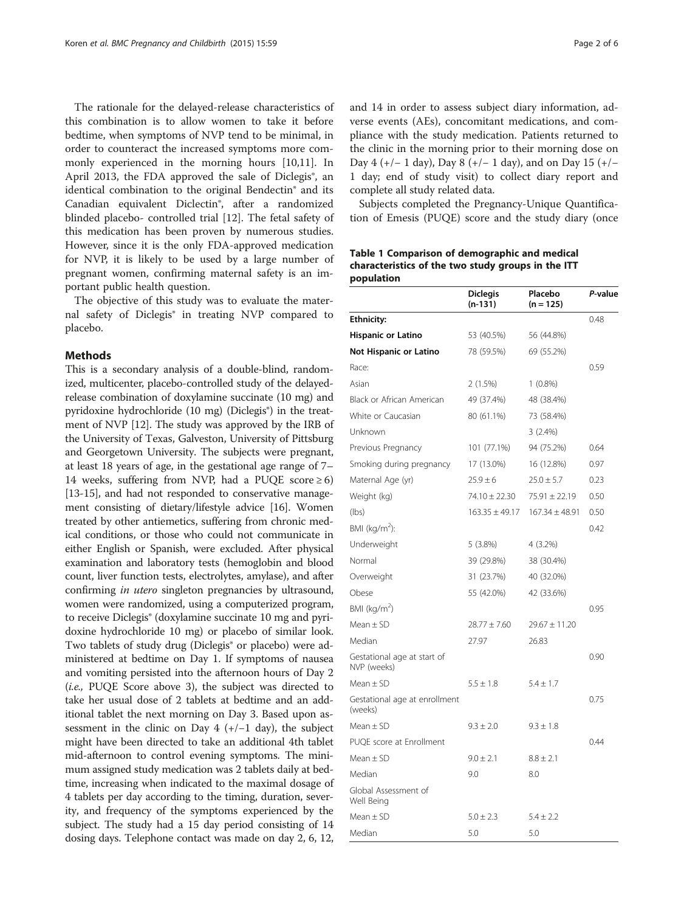The rationale for the delayed-release characteristics of this combination is to allow women to take it before bedtime, when symptoms of NVP tend to be minimal, in order to counteract the increased symptoms more commonly experienced in the morning hours [10,11]. In April 2013, the FDA approved the sale of Diclegis®, an identical combination to the original Bendectin® and its Canadian equivalent Diclectin®, after a randomized blinded placebo- controlled trial [12]. The fetal safety of this medication has been proven by numerous studies. However, since it is the only FDA-approved medication for NVP, it is likely to be used by a large number of pregnant women, confirming maternal safety is an important public health question.

The objective of this study was to evaluate the maternal safety of Diclegis® in treating NVP compared to placebo.

## Methods

This is a secondary analysis of a double-blind, randomized, multicenter, placebo-controlled study of the delayed-release combination of doxylamine succinate (10 mg) and pyridoxine hydrochloride (10 mg) (Diclegis®) in the treatment of NVP [12]. The study was approved by the IRB of the University of Texas, Galveston, University of Pittsburg and Georgetown University. The subjects were pregnant, at least 18 years of age, in the gestational age range of 7–14 weeks, suffering from NVP, had a PUQE score ≥ 6) [13-15], and had not responded to conservative management consisting of dietary/lifestyle advice [16]. Women treated by other antiemetics, suffering from chronic medical conditions, or those who could not communicate in either English or Spanish, were excluded. After physical examination and laboratory tests (hemoglobin and blood count, liver function tests, electrolytes, amylase), and after confirming *in utero* singleton pregnancies by ultrasound, women were randomized, using a computerized program, to receive Diclegis® (doxylamine succinate 10 mg and pyridoxine hydrochloride 10 mg) or placebo of similar look. Two tablets of study drug (Diclegis® or placebo) were administered at bedtime on Day 1. If symptoms of nausea and vomiting persisted into the afternoon hours of Day 2 (*i.e.,* PUQE Score above 3), the subject was directed to take her usual dose of 2 tablets at bedtime and an additional tablet the next morning on Day 3. Based upon assessment in the clinic on Day 4 (+/−1 day), the subject might have been directed to take an additional 4th tablet mid-afternoon to control evening symptoms. The minimum assigned study medication was 2 tablets daily at bedtime, increasing when indicated to the maximal dosage of 4 tablets per day according to the timing, duration, severity, and frequency of the symptoms experienced by the subject. The study had a 15 day period consisting of 14 dosing days. Telephone contact was made on day 2, 6, 12, and 14 in order to assess subject diary information, adverse events (AEs), concomitant medications, and compliance with the study medication. Patients returned to the clinic in the morning prior to their morning dose on Day 4 (+/− 1 day), Day 8 (+/− 1 day), and on Day 15 (+/− 1 day; end of study visit) to collect diary report and complete all study related data.

Subjects completed the Pregnancy-Unique Quantification of Emesis (PUQE) score and the study diary (once

**Table 1 Comparison of demographic and medical characteristics of the two study groups in the ITT population**

| | Diclegis (n-131) | Placebo (n = 125) | *P*-value |
|---|---|---|---|
| **Ethnicity:** | | | 0.48 |
| **Hispanic or Latino** | 53 (40.5%) | 56 (44.8%) | |
| **Not Hispanic or Latino** | 78 (59.5%) | 69 (55.2%) | |
| Race: | | | 0.59 |
| Asian | 2 (1.5%) | 1 (0.8%) | |
| Black or African American | 49 (37.4%) | 48 (38.4%) | |
| White or Caucasian | 80 (61.1%) | 73 (58.4%) | |
| Unknown | | 3 (2.4%) | |
| Previous Pregnancy | 101 (77.1%) | 94 (75.2%) | 0.64 |
| Smoking during pregnancy | 17 (13.0%) | 16 (12.8%) | 0.97 |
| Maternal Age (yr) | 25.9 ± 6 | 25.0 ± 5.7 | 0.23 |
| Weight (kg) | 74.10 ± 22.30 | 75.91 ± 22.19 | 0.50 |
| (lbs) | 163.35 ± 49.17 | 167.34 ± 48.91 | 0.50 |
| BMI (kg/m$^2$): | | | 0.42 |
| Underweight | 5 (3.8%) | 4 (3.2%) | |
| Normal | 39 (29.8%) | 38 (30.4%) | |
| Overweight | 31 (23.7%) | 40 (32.0%) | |
| Obese | 55 (42.0%) | 42 (33.6%) | |
| BMI (kg/m$^2$) | | | 0.95 |
| Mean ± SD | 28.77 ± 7.60 | 29.67 ± 11.20 | |
| Median | 27.97 | 26.83 | |
| Gestational age at start of NVP (weeks) | | | 0.90 |
| Mean ± SD | 5.5 ± 1.8 | 5.4 ± 1.7 | |
| Gestational age at enrollment (weeks) | | | 0.75 |
| Mean ± SD | 9.3 ± 2.0 | 9.3 ± 1.8 | |
| PUQE score at Enrollment | | | 0.44 |
| Mean ± SD | 9.0 ± 2.1 | 8.8 ± 2.1 | |
| Median | 9.0 | 8.0 | |
| Global Assessment of Well Being | | | |
| Mean ± SD | 5.0 ± 2.3 | 5.4 ± 2.2 | |
| Median | 5.0 | 5.0 | |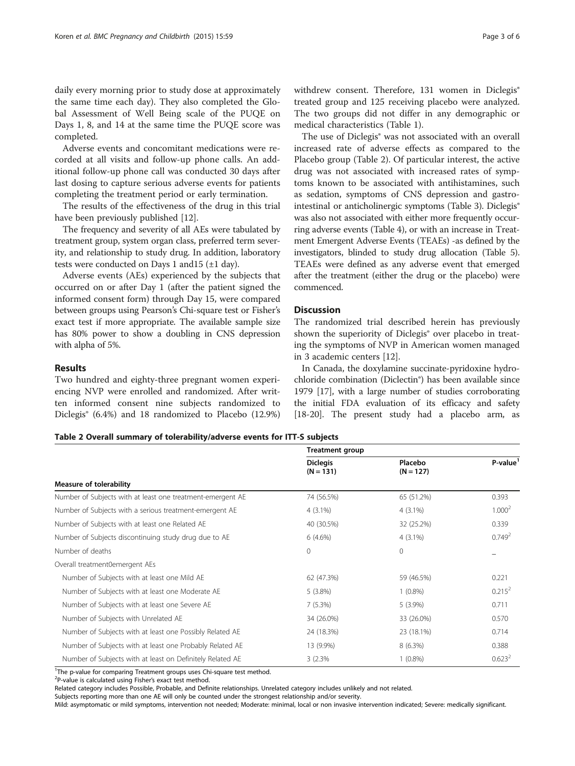daily every morning prior to study dose at approximately the same time each day). They also completed the Global Assessment of Well Being scale of the PUQE on Days 1, 8, and 14 at the same time the PUQE score was completed.

Adverse events and concomitant medications were recorded at all visits and follow-up phone calls. An additional follow-up phone call was conducted 30 days after last dosing to capture serious adverse events for patients completing the treatment period or early termination.

The results of the effectiveness of the drug in this trial have been previously published [12].

The frequency and severity of all AEs were tabulated by treatment group, system organ class, preferred term severity, and relationship to study drug. In addition, laboratory tests were conducted on Days 1 and15 (±1 day).

Adverse events (AEs) experienced by the subjects that occurred on or after Day 1 (after the patient signed the informed consent form) through Day 15, were compared between groups using Pearson's Chi-square test or Fisher's exact test if more appropriate. The available sample size has 80% power to show a doubling in CNS depression with alpha of 5%.

## Results

Two hundred and eighty-three pregnant women experiencing NVP were enrolled and randomized. After written informed consent nine subjects randomized to Diclegis® (6.4%) and 18 randomized to Placebo (12.9%) withdrew consent. Therefore, 131 women in Diclegis® treated group and 125 receiving placebo were analyzed. The two groups did not differ in any demographic or medical characteristics (Table 1).

The use of Diclegis® was not associated with an overall increased rate of adverse effects as compared to the Placebo group (Table 2). Of particular interest, the active drug was not associated with increased rates of symptoms known to be associated with antihistamines, such as sedation, symptoms of CNS depression and gastrointestinal or anticholinergic symptoms (Table 3). Diclegis® was also not associated with either more frequently occurring adverse events (Table 4), or with an increase in Treatment Emergent Adverse Events (TEAEs) -as defined by the investigators, blinded to study drug allocation (Table 5). TEAEs were defined as any adverse event that emerged after the treatment (either the drug or the placebo) were commenced.

## Discussion

The randomized trial described herein has previously shown the superiority of Diclegis® over placebo in treating the symptoms of NVP in American women managed in 3 academic centers [12].

In Canada, the doxylamine succinate-pyridoxine hydrochloride combination (Diclectin®) has been available since 1979 [17], with a large number of studies corroborating the initial FDA evaluation of its efficacy and safety [18-20]. The present study had a placebo arm, as

**Table 2 Overall summary of tolerability/adverse events for ITT-S subjects**

| | Treatment group | | |
|---|---|---|---|
| | Diclegis (N = 131) | Placebo (N = 127) | P-value[1] |
| **Measure of tolerability** | | | |
| Number of Subjects with at least one treatment-emergent AE | 74 (56.5%) | 65 (51.2%) | 0.393 |
| Number of Subjects with a serious treatment-emergent AE | 4 (3.1%) | 4 (3.1%) | 1.000[2] |
| Number of Subjects with at least one Related AE | 40 (30.5%) | 32 (25.2%) | 0.339 |
| Number of Subjects discontinuing study drug due to AE | 6 (4.6%) | 4 (3.1%) | 0.749[2] |
| Number of deaths | 0 | 0 | – |
| Overall treatment0emergent AEs | | | |
| Number of Subjects with at least one Mild AE | 62 (47.3%) | 59 (46.5%) | 0.221 |
| Number of Subjects with at least one Moderate AE | 5 (3.8%) | 1 (0.8%) | 0.215[2] |
| Number of Subjects with at least one Severe AE | 7 (5.3%) | 5 (3.9%) | 0.711 |
| Number of Subjects with Unrelated AE | 34 (26.0%) | 33 (26.0%) | 0.570 |
| Number of Subjects with at least one Possibly Related AE | 24 (18.3%) | 23 (18.1%) | 0.714 |
| Number of Subjects with at least one Probably Related AE | 13 (9.9%) | 8 (6.3%) | 0.388 |
| Number of Subjects with at least on Definitely Related AE | 3 (2.3% | 1 (0.8%) | 0.623[2] |

[1]The p-value for comparing Treatment groups uses Chi-square test method.
[2]P-value is calculated using Fisher's exact test method.
Related category includes Possible, Probable, and Definite relationships. Unrelated category includes unlikely and not related.
Subjects reporting more than one AE will only be counted under the strongest relationship and/or severity.
Mild: asymptomatic or mild symptoms, intervention not needed; Moderate: minimal, local or non invasive intervention indicated; Severe: medically significant.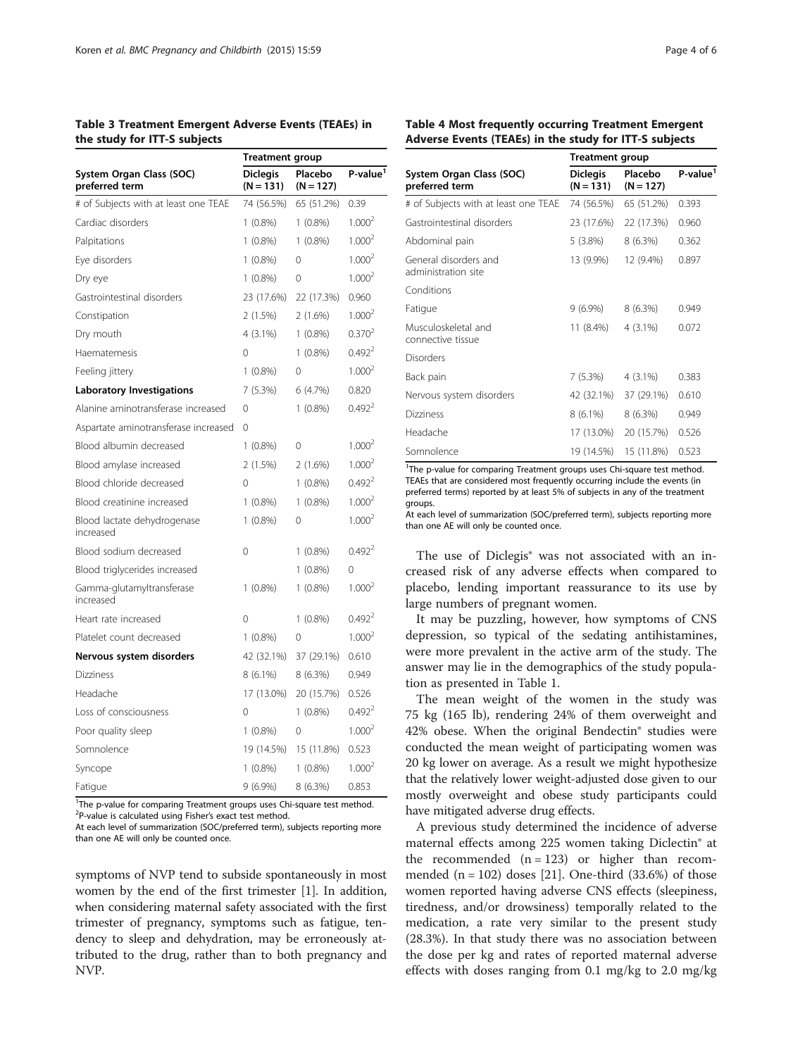**Table 3 Treatment Emergent Adverse Events (TEAEs) in the study for ITT-S subjects**

| System Organ Class (SOC) preferred term | Treatment group | | |
|---|---|---|---|
| | Diclegis (N = 131) | Placebo (N = 127) | P-value[1] |
| # of Subjects with at least one TEAE | 74 (56.5%) | 65 (51.2%) | 0.39 |
| Cardiac disorders | 1 (0.8%) | 1 (0.8%) | 1.000[2] |
| Palpitations | 1 (0.8%) | 1 (0.8%) | 1.000[2] |
| Eye disorders | 1 (0.8%) | 0 | 1.000[2] |
| Dry eye | 1 (0.8%) | 0 | 1.000[2] |
| Gastrointestinal disorders | 23 (17.6%) | 22 (17.3%) | 0.960 |
| Constipation | 2 (1.5%) | 2 (1.6%) | 1.000[2] |
| Dry mouth | 4 (3.1%) | 1 (0.8%) | 0.370[2] |
| Haematemesis | 0 | 1 (0.8%) | 0.492[2] |
| Feeling jittery | 1 (0.8%) | 0 | 1.000[2] |
| **Laboratory Investigations** | 7 (5.3%) | 6 (4.7%) | 0.820 |
| Alanine aminotransferase increased | 0 | 1 (0.8%) | 0.492[2] |
| Aspartate aminotransferase increased | 0 | | |
| Blood albumin decreased | 1 (0.8%) | 0 | 1.000[2] |
| Blood amylase increased | 2 (1.5%) | 2 (1.6%) | 1.000[2] |
| Blood chloride decreased | 0 | 1 (0.8%) | 0.492[2] |
| Blood creatinine increased | 1 (0.8%) | 1 (0.8%) | 1.000[2] |
| Blood lactate dehydrogenase increased | 1 (0.8%) | 0 | 1.000[2] |
| Blood sodium decreased | 0 | 1 (0.8%) | 0.492[2] |
| Blood triglycerides increased | | 1 (0.8%) | 0 |
| Gamma-glutamyltransferase increased | 1 (0.8%) | 1 (0.8%) | 1.000[2] |
| Heart rate increased | 0 | 1 (0.8%) | 0.492[2] |
| Platelet count decreased | 1 (0.8%) | 0 | 1.000[2] |
| **Nervous system disorders** | 42 (32.1%) | 37 (29.1%) | 0.610 |
| Dizziness | 8 (6.1%) | 8 (6.3%) | 0.949 |
| Headache | 17 (13.0%) | 20 (15.7%) | 0.526 |
| Loss of consciousness | 0 | 1 (0.8%) | 0.492[2] |
| Poor quality sleep | 1 (0.8%) | 0 | 1.000[2] |
| Somnolence | 19 (14.5%) | 15 (11.8%) | 0.523 |
| Syncope | 1 (0.8%) | 1 (0.8%) | 1.000[2] |
| Fatigue | 9 (6.9%) | 8 (6.3%) | 0.853 |

[1]The p-value for comparing Treatment groups uses Chi-square test method.
[2]P-value is calculated using Fisher's exact test method.
At each level of summarization (SOC/preferred term), subjects reporting more than one AE will only be counted once.

symptoms of NVP tend to subside spontaneously in most women by the end of the first trimester [1]. In addition, when considering maternal safety associated with the first trimester of pregnancy, symptoms such as fatigue, tendency to sleep and dehydration, may be erroneously attributed to the drug, rather than to both pregnancy and NVP.

**Table 4 Most frequently occurring Treatment Emergent Adverse Events (TEAEs) in the study for ITT-S subjects**

| System Organ Class (SOC) preferred term | Treatment group | | |
|---|---|---|---|
| | Diclegis (N = 131) | Placebo (N = 127) | P-value[1] |
| # of Subjects with at least one TEAE | 74 (56.5%) | 65 (51.2%) | 0.393 |
| Gastrointestinal disorders | 23 (17.6%) | 22 (17.3%) | 0.960 |
| Abdominal pain | 5 (3.8%) | 8 (6.3%) | 0.362 |
| General disorders and administration site | 13 (9.9%) | 12 (9.4%) | 0.897 |
| Conditions | | | |
| Fatigue | 9 (6.9%) | 8 (6.3%) | 0.949 |
| Musculoskeletal and connective tissue | 11 (8.4%) | 4 (3.1%) | 0.072 |
| Disorders | | | |
| Back pain | 7 (5.3%) | 4 (3.1%) | 0.383 |
| Nervous system disorders | 42 (32.1%) | 37 (29.1%) | 0.610 |
| Dizziness | 8 (6.1%) | 8 (6.3%) | 0.949 |
| Headache | 17 (13.0%) | 20 (15.7%) | 0.526 |
| Somnolence | 19 (14.5%) | 15 (11.8%) | 0.523 |

[1]The p-value for comparing Treatment groups uses Chi-square test method.
TEAEs that are considered most frequently occurring include the events (in preferred terms) reported by at least 5% of subjects in any of the treatment groups.
At each level of summarization (SOC/preferred term), subjects reporting more than one AE will only be counted once.

The use of Diclegis® was not associated with an increased risk of any adverse effects when compared to placebo, lending important reassurance to its use by large numbers of pregnant women.

It may be puzzling, however, how symptoms of CNS depression, so typical of the sedating antihistamines, were more prevalent in the active arm of the study. The answer may lie in the demographics of the study population as presented in Table 1.

The mean weight of the women in the study was 75 kg (165 lb), rendering 24% of them overweight and 42% obese. When the original Bendectin® studies were conducted the mean weight of participating women was 20 kg lower on average. As a result we might hypothesize that the relatively lower weight-adjusted dose given to our mostly overweight and obese study participants could have mitigated adverse drug effects.

A previous study determined the incidence of adverse maternal effects among 225 women taking Diclectin® at the recommended (n = 123) or higher than recommended (n = 102) doses [21]. One-third (33.6%) of those women reported having adverse CNS effects (sleepiness, tiredness, and/or drowsiness) temporally related to the medication, a rate very similar to the present study (28.3%). In that study there was no association between the dose per kg and rates of reported maternal adverse effects with doses ranging from 0.1 mg/kg to 2.0 mg/kg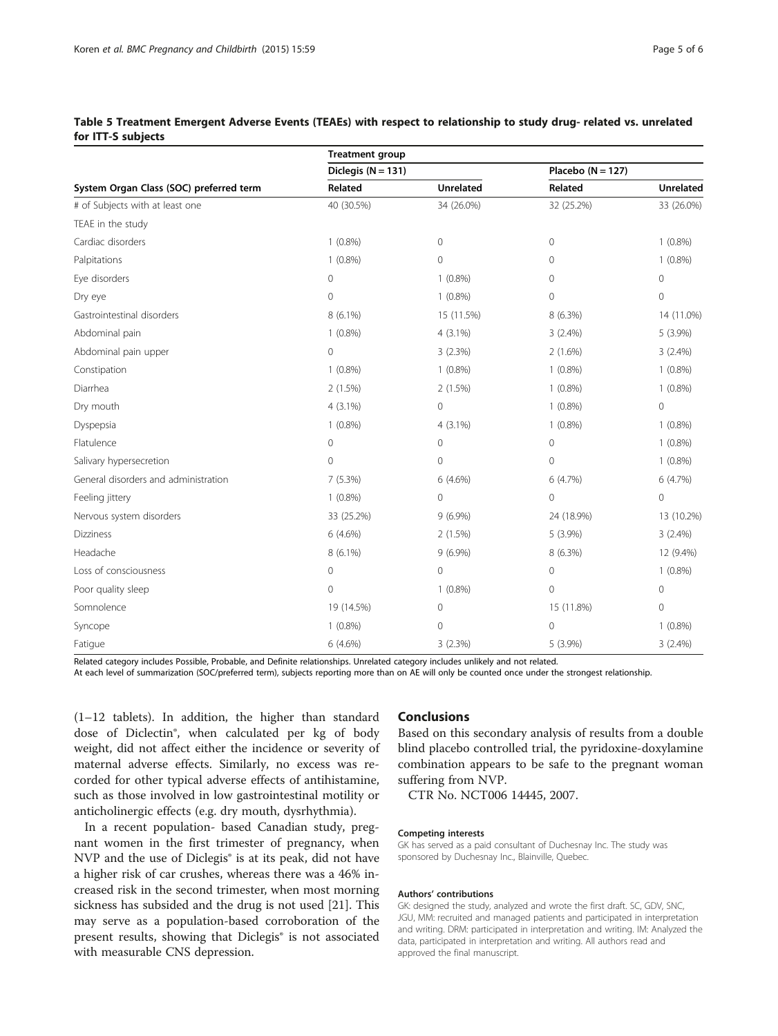**Table 5 Treatment Emergent Adverse Events (TEAEs) with respect to relationship to study drug- related vs. unrelated for ITT-S subjects**

| | Treatment group | | | |
|---|---|---|---|---|
| | Diclegis (N = 131) | | Placebo (N = 127) | |
| System Organ Class (SOC) preferred term | Related | Unrelated | Related | Unrelated |
| # of Subjects with at least one TEAE in the study | 40 (30.5%) | 34 (26.0%) | 32 (25.2%) | 33 (26.0%) |
| Cardiac disorders | 1 (0.8%) | 0 | 0 | 1 (0.8%) |
| Palpitations | 1 (0.8%) | 0 | 0 | 1 (0.8%) |
| Eye disorders | 0 | 1 (0.8%) | 0 | 0 |
| Dry eye | 0 | 1 (0.8%) | 0 | 0 |
| Gastrointestinal disorders | 8 (6.1%) | 15 (11.5%) | 8 (6.3%) | 14 (11.0%) |
| Abdominal pain | 1 (0.8%) | 4 (3.1%) | 3 (2.4%) | 5 (3.9%) |
| Abdominal pain upper | 0 | 3 (2.3%) | 2 (1.6%) | 3 (2.4%) |
| Constipation | 1 (0.8%) | 1 (0.8%) | 1 (0.8%) | 1 (0.8%) |
| Diarrhea | 2 (1.5%) | 2 (1.5%) | 1 (0.8%) | 1 (0.8%) |
| Dry mouth | 4 (3.1%) | 0 | 1 (0.8%) | 0 |
| Dyspepsia | 1 (0.8%) | 4 (3.1%) | 1 (0.8%) | 1 (0.8%) |
| Flatulence | 0 | 0 | 0 | 1 (0.8%) |
| Salivary hypersecretion | 0 | 0 | 0 | 1 (0.8%) |
| General disorders and administration | 7 (5.3%) | 6 (4.6%) | 6 (4.7%) | 6 (4.7%) |
| Feeling jittery | 1 (0.8%) | 0 | 0 | 0 |
| Nervous system disorders | 33 (25.2%) | 9 (6.9%) | 24 (18.9%) | 13 (10.2%) |
| Dizziness | 6 (4.6%) | 2 (1.5%) | 5 (3.9%) | 3 (2.4%) |
| Headache | 8 (6.1%) | 9 (6.9%) | 8 (6.3%) | 12 (9.4%) |
| Loss of consciousness | 0 | 0 | 0 | 1 (0.8%) |
| Poor quality sleep | 0 | 1 (0.8%) | 0 | 0 |
| Somnolence | 19 (14.5%) | 0 | 15 (11.8%) | 0 |
| Syncope | 1 (0.8%) | 0 | 0 | 1 (0.8%) |
| Fatigue | 6 (4.6%) | 3 (2.3%) | 5 (3.9%) | 3 (2.4%) |

Related category includes Possible, Probable, and Definite relationships. Unrelated category includes unlikely and not related.
At each level of summarization (SOC/preferred term), subjects reporting more than on AE will only be counted once under the strongest relationship.

(1–12 tablets). In addition, the higher than standard dose of Diclectin®, when calculated per kg of body weight, did not affect either the incidence or severity of maternal adverse effects. Similarly, no excess was recorded for other typical adverse effects of antihistamine, such as those involved in low gastrointestinal motility or anticholinergic effects (e.g. dry mouth, dysrhythmia).

In a recent population- based Canadian study, pregnant women in the first trimester of pregnancy, when NVP and the use of Diclegis® is at its peak, did not have a higher risk of car crushes, whereas there was a 46% increased risk in the second trimester, when most morning sickness has subsided and the drug is not used [21]. This may serve as a population-based corroboration of the present results, showing that Diclegis® is not associated with measurable CNS depression.

## Conclusions

Based on this secondary analysis of results from a double blind placebo controlled trial, the pyridoxine-doxylamine combination appears to be safe to the pregnant woman suffering from NVP.

CTR No. NCT006 14445, 2007.

#### Competing interests

GK has served as a paid consultant of Duchesnay Inc. The study was sponsored by Duchesnay Inc., Blainville, Quebec.

#### Authors' contributions

GK: designed the study, analyzed and wrote the first draft. SC, GDV, SNC, JGU, MM: recruited and managed patients and participated in interpretation and writing. DRM: participated in interpretation and writing. IM: Analyzed the data, participated in interpretation and writing. All authors read and approved the final manuscript.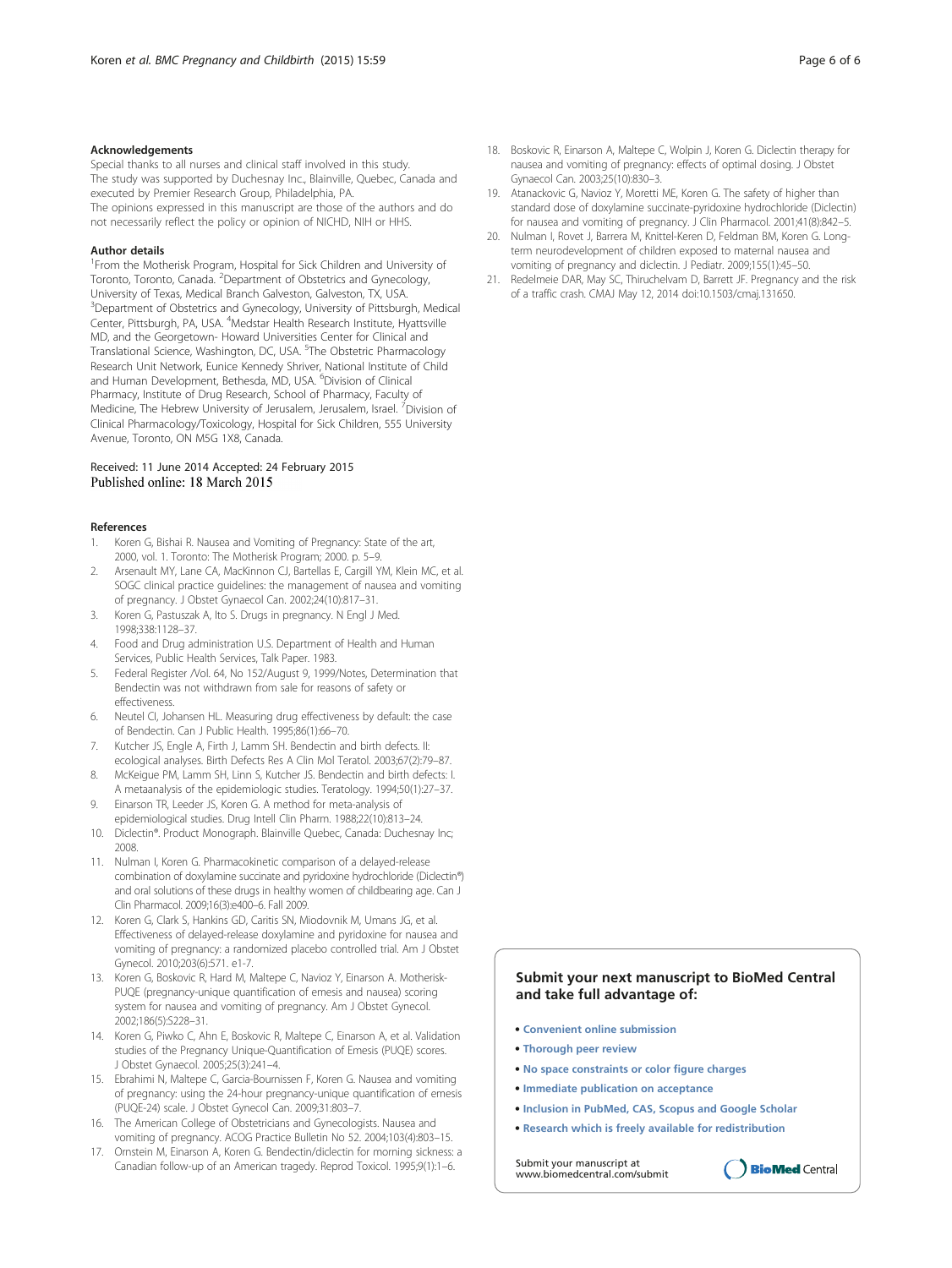### Acknowledgements

Special thanks to all nurses and clinical staff involved in this study.
The study was supported by Duchesnay Inc., Blainville, Quebec, Canada and executed by Premier Research Group, Philadelphia, PA.
The opinions expressed in this manuscript are those of the authors and do not necessarily reflect the policy or opinion of NICHD, NIH or HHS.

### Author details

[1]From the Motherisk Program, Hospital for Sick Children and University of Toronto, Toronto, Canada. [2]Department of Obstetrics and Gynecology, University of Texas, Medical Branch Galveston, Galveston, TX, USA. [3]Department of Obstetrics and Gynecology, University of Pittsburgh, Medical Center, Pittsburgh, PA, USA. [4]Medstar Health Research Institute, Hyattsville MD, and the Georgetown- Howard Universities Center for Clinical and Translational Science, Washington, DC, USA. [5]The Obstetric Pharmacology Research Unit Network, Eunice Kennedy Shriver, National Institute of Child and Human Development, Bethesda, MD, USA. [6]Division of Clinical Pharmacy, Institute of Drug Research, School of Pharmacy, Faculty of Medicine, The Hebrew University of Jerusalem, Jerusalem, Israel. [7]Division of Clinical Pharmacology/Toxicology, Hospital for Sick Children, 555 University Avenue, Toronto, ON M5G 1X8, Canada.

Received: 11 June 2014 Accepted: 24 February 2015
Published online: 18 March 2015

### References

1. Koren G, Bishai R. Nausea and Vomiting of Pregnancy: State of the art, 2000, vol. 1. Toronto: The Motherisk Program; 2000. p. 5–9.
2. Arsenault MY, Lane CA, MacKinnon CJ, Bartellas E, Cargill YM, Klein MC, et al. SOGC clinical practice guidelines: the management of nausea and vomiting of pregnancy. J Obstet Gynaecol Can. 2002;24(10):817–31.
3. Koren G, Pastuszak A, Ito S. Drugs in pregnancy. N Engl J Med. 1998;338:1128–37.
4. Food and Drug administration U.S. Department of Health and Human Services, Public Health Services, Talk Paper. 1983.
5. Federal Register /Vol. 64, No 152/August 9, 1999/Notes, Determination that Bendectin was not withdrawn from sale for reasons of safety or effectiveness.
6. Neutel CI, Johansen HL. Measuring drug effectiveness by default: the case of Bendectin. Can J Public Health. 1995;86(1):66–70.
7. Kutcher JS, Engle A, Firth J, Lamm SH. Bendectin and birth defects. II: ecological analyses. Birth Defects Res A Clin Mol Teratol. 2003;67(2):79–87.
8. McKeigue PM, Lamm SH, Linn S, Kutcher JS. Bendectin and birth defects: I. A metaanalysis of the epidemiologic studies. Teratology. 1994;50(1):27–37.
9. Einarson TR, Leeder JS, Koren G. A method for meta-analysis of epidemiological studies. Drug Intell Clin Pharm. 1988;22(10):813–24.
10. Diclectin®. Product Monograph. Blainville Quebec, Canada: Duchesnay Inc; 2008.
11. Nulman I, Koren G. Pharmacokinetic comparison of a delayed-release combination of doxylamine succinate and pyridoxine hydrochloride (Diclectin®) and oral solutions of these drugs in healthy women of childbearing age. Can J Clin Pharmacol. 2009;16(3):e400–6. Fall 2009.
12. Koren G, Clark S, Hankins GD, Caritis SN, Miodovnik M, Umans JG, et al. Effectiveness of delayed-release doxylamine and pyridoxine for nausea and vomiting of pregnancy: a randomized placebo controlled trial. Am J Obstet Gynecol. 2010;203(6):571. e1-7.
13. Koren G, Boskovic R, Hard M, Maltepe C, Navioz Y, Einarson A. Motherisk-PUQE (pregnancy-unique quantification of emesis and nausea) scoring system for nausea and vomiting of pregnancy. Am J Obstet Gynecol. 2002;186(5):S228–31.
14. Koren G, Piwko C, Ahn E, Boskovic R, Maltepe C, Einarson A, et al. Validation studies of the Pregnancy Unique-Quantification of Emesis (PUQE) scores. J Obstet Gynaecol. 2005;25(3):241–4.
15. Ebrahimi N, Maltepe C, Garcia-Bournissen F, Koren G. Nausea and vomiting of pregnancy: using the 24-hour pregnancy-unique quantification of emesis (PUQE-24) scale. J Obstet Gynecol Can. 2009;31:803–7.
16. The American College of Obstetricians and Gynecologists. Nausea and vomiting of pregnancy. ACOG Practice Bulletin No 52. 2004;103(4):803–15.
17. Ornstein M, Einarson A, Koren G. Bendectin/diclectin for morning sickness: a Canadian follow-up of an American tragedy. Reprod Toxicol. 1995;9(1):1–6.
18. Boskovic R, Einarson A, Maltepe C, Wolpin J, Koren G. Diclectin therapy for nausea and vomiting of pregnancy: effects of optimal dosing. J Obstet Gynaecol Can. 2003;25(10):830–3.
19. Atanackovic G, Navioz Y, Moretti ME, Koren G. The safety of higher than standard dose of doxylamine succinate-pyridoxine hydrochloride (Diclectin) for nausea and vomiting of pregnancy. J Clin Pharmacol. 2001;41(8):842–5.
20. Nulman I, Rovet J, Barrera M, Knittel-Keren D, Feldman BM, Koren G. Long-term neurodevelopment of children exposed to maternal nausea and vomiting of pregnancy and diclectin. J Pediatr. 2009;155(1):45–50.
21. Redelmeie DAR, May SC, Thiruchelvam D, Barrett JF. Pregnancy and the risk of a traffic crash. CMAJ May 12, 2014 doi:10.1503/cmaj.131650.

**Submit your next manuscript to BioMed Central and take full advantage of:**

- Convenient online submission
- Thorough peer review
- No space constraints or color figure charges
- Immediate publication on acceptance
- Inclusion in PubMed, CAS, Scopus and Google Scholar
- Research which is freely available for redistribution

Submit your manuscript at
www.biomedcentral.com/submit

BioMed Central